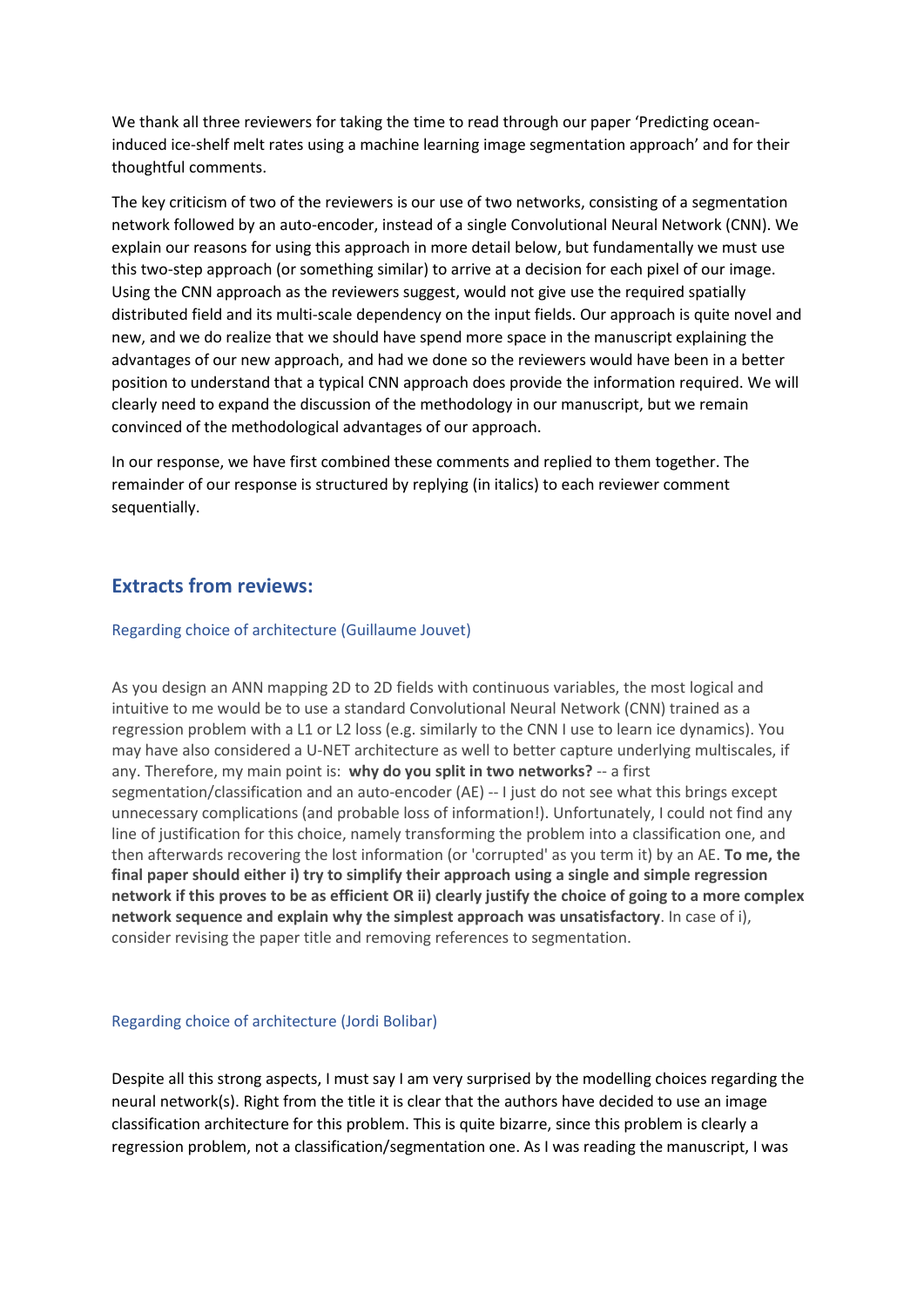We thank all three reviewers for taking the time to read through our paper 'Predicting ocean-induced ice-shelf melt rates using a machine learning image segmentation approach' and for their thoughtful comments.

The key criticism of two of the reviewers is our use of two networks, consisting of a segmentation network followed by an auto-encoder, instead of a single Convolutional Neural Network (CNN). We explain our reasons for using this approach in more detail below, but fundamentally we must use this two-step approach (or something similar) to arrive at a decision for each pixel of our image. Using the CNN approach as the reviewers suggest, would not give use the required spatially distributed field and its multi-scale dependency on the input fields. Our approach is quite novel and new, and we do realize that we should have spend more space in the manuscript explaining the advantages of our new approach, and had we done so the reviewers would have been in a better position to understand that a typical CNN approach does provide the information required. We will clearly need to expand the discussion of the methodology in our manuscript, but we remain convinced of the methodological advantages of our approach.

In our response, we have first combined these comments and replied to them together. The remainder of our response is structured by replying (in italics) to each reviewer comment sequentially.

## Extracts from reviews:

### Regarding choice of architecture (Guillaume Jouvet)

As you design an ANN mapping 2D to 2D fields with continuous variables, the most logical and intuitive to me would be to use a standard Convolutional Neural Network (CNN) trained as a regression problem with a L1 or L2 loss (e.g. similarly to the CNN I use to learn ice dynamics). You may have also considered a U-NET architecture as well to better capture underlying multiscales, if any. Therefore, my main point is: **why do you split in two networks?** -- a first segmentation/classification and an auto-encoder (AE) -- I just do not see what this brings except unnecessary complications (and probable loss of information!). Unfortunately, I could not find any line of justification for this choice, namely transforming the problem into a classification one, and then afterwards recovering the lost information (or 'corrupted' as you term it) by an AE. **To me, the final paper should either i) try to simplify their approach using a single and simple regression network if this proves to be as efficient OR ii) clearly justify the choice of going to a more complex network sequence and explain why the simplest approach was unsatisfactory**. In case of i), consider revising the paper title and removing references to segmentation.

### Regarding choice of architecture (Jordi Bolibar)

Despite all this strong aspects, I must say I am very surprised by the modelling choices regarding the neural network(s). Right from the title it is clear that the authors have decided to use an image classification architecture for this problem. This is quite bizarre, since this problem is clearly a regression problem, not a classification/segmentation one. As I was reading the manuscript, I was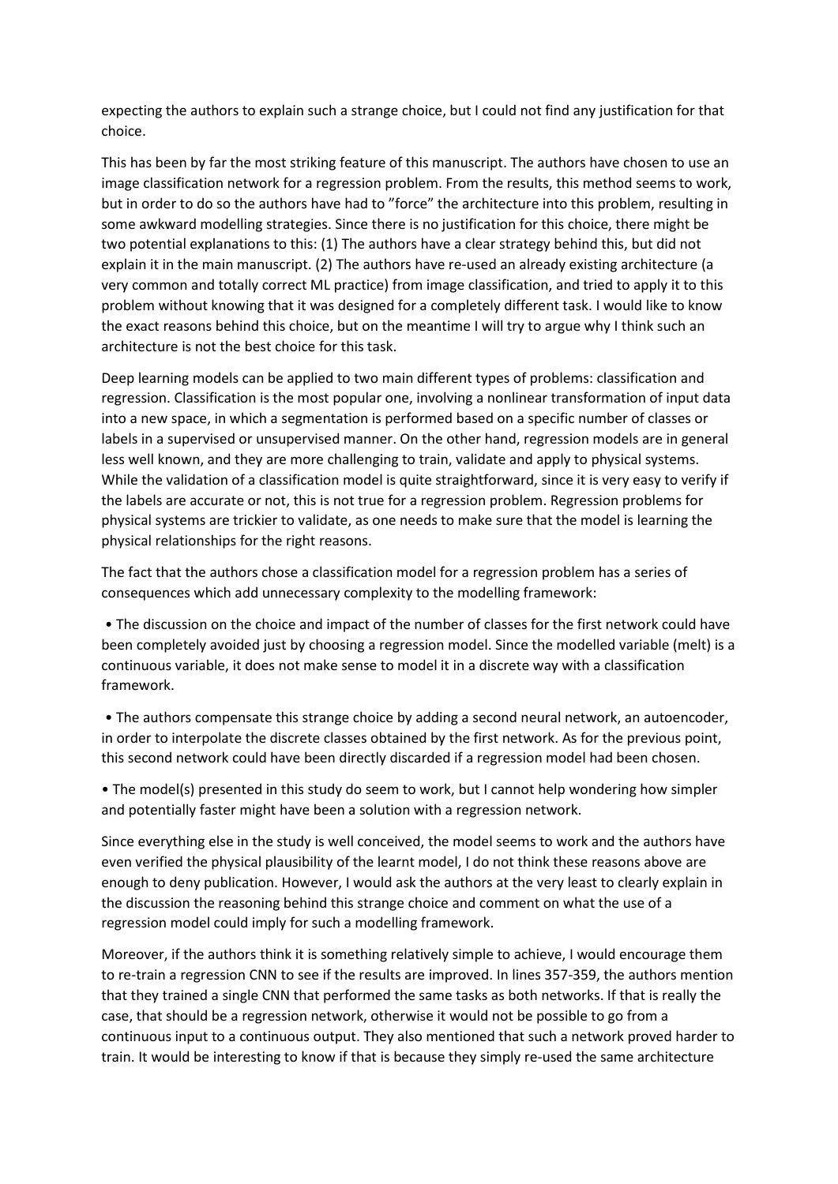expecting the authors to explain such a strange choice, but I could not find any justification for that choice.

This has been by far the most striking feature of this manuscript. The authors have chosen to use an image classification network for a regression problem. From the results, this method seems to work, but in order to do so the authors have had to "force" the architecture into this problem, resulting in some awkward modelling strategies. Since there is no justification for this choice, there might be two potential explanations to this: (1) The authors have a clear strategy behind this, but did not explain it in the main manuscript. (2) The authors have re-used an already existing architecture (a very common and totally correct ML practice) from image classification, and tried to apply it to this problem without knowing that it was designed for a completely different task. I would like to know the exact reasons behind this choice, but on the meantime I will try to argue why I think such an architecture is not the best choice for this task.

Deep learning models can be applied to two main different types of problems: classification and regression. Classification is the most popular one, involving a nonlinear transformation of input data into a new space, in which a segmentation is performed based on a specific number of classes or labels in a supervised or unsupervised manner. On the other hand, regression models are in general less well known, and they are more challenging to train, validate and apply to physical systems. While the validation of a classification model is quite straightforward, since it is very easy to verify if the labels are accurate or not, this is not true for a regression problem. Regression problems for physical systems are trickier to validate, as one needs to make sure that the model is learning the physical relationships for the right reasons.

The fact that the authors chose a classification model for a regression problem has a series of consequences which add unnecessary complexity to the modelling framework:

- The discussion on the choice and impact of the number of classes for the first network could have been completely avoided just by choosing a regression model. Since the modelled variable (melt) is a continuous variable, it does not make sense to model it in a discrete way with a classification framework.
- The authors compensate this strange choice by adding a second neural network, an autoencoder, in order to interpolate the discrete classes obtained by the first network. As for the previous point, this second network could have been directly discarded if a regression model had been chosen.
- The model(s) presented in this study do seem to work, but I cannot help wondering how simpler and potentially faster might have been a solution with a regression network.

Since everything else in the study is well conceived, the model seems to work and the authors have even verified the physical plausibility of the learnt model, I do not think these reasons above are enough to deny publication. However, I would ask the authors at the very least to clearly explain in the discussion the reasoning behind this strange choice and comment on what the use of a regression model could imply for such a modelling framework.

Moreover, if the authors think it is something relatively simple to achieve, I would encourage them to re-train a regression CNN to see if the results are improved. In lines 357-359, the authors mention that they trained a single CNN that performed the same tasks as both networks. If that is really the case, that should be a regression network, otherwise it would not be possible to go from a continuous input to a continuous output. They also mentioned that such a network proved harder to train. It would be interesting to know if that is because they simply re-used the same architecture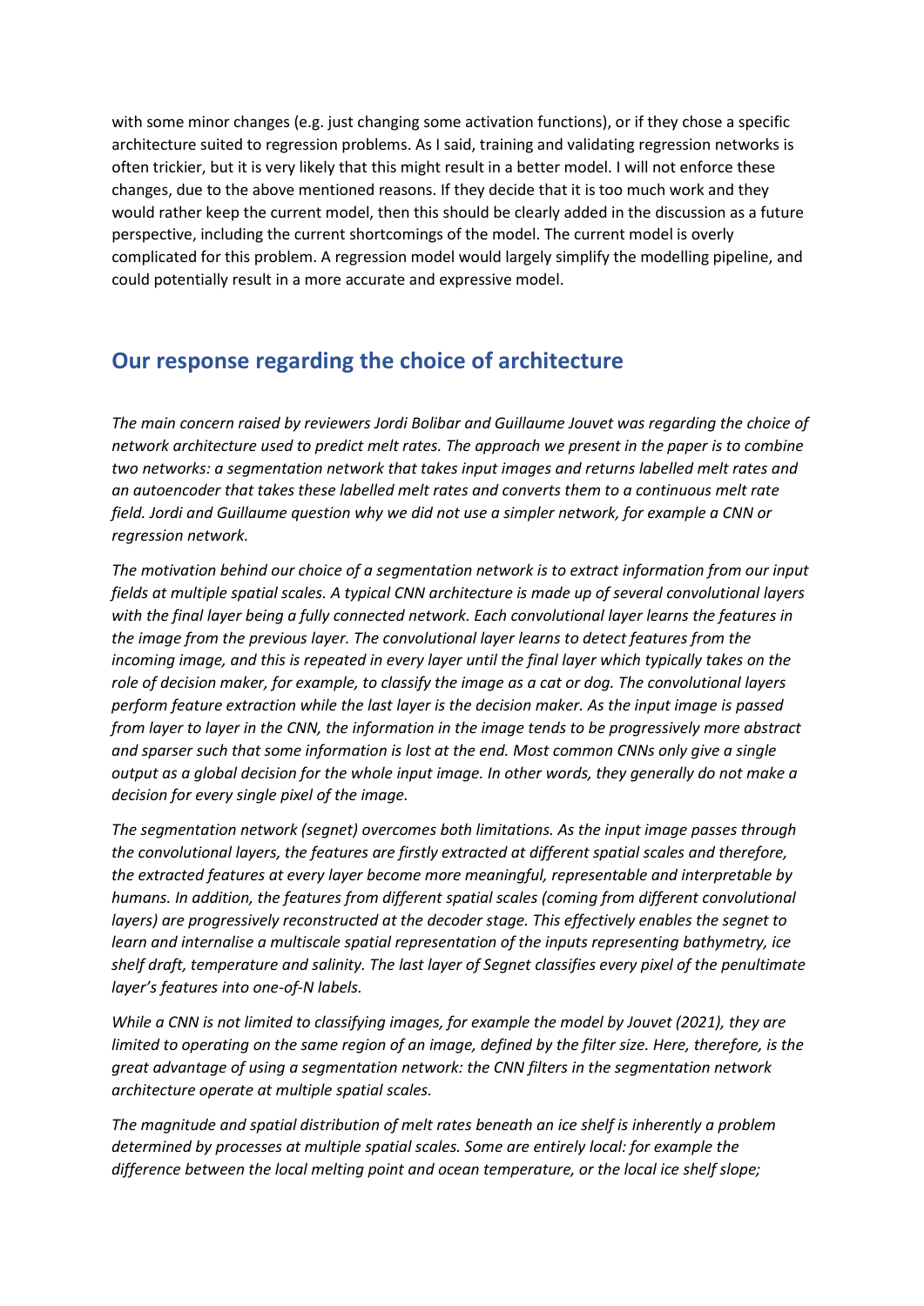with some minor changes (e.g. just changing some activation functions), or if they chose a specific architecture suited to regression problems. As I said, training and validating regression networks is often trickier, but it is very likely that this might result in a better model. I will not enforce these changes, due to the above mentioned reasons. If they decide that it is too much work and they would rather keep the current model, then this should be clearly added in the discussion as a future perspective, including the current shortcomings of the model. The current model is overly complicated for this problem. A regression model would largely simplify the modelling pipeline, and could potentially result in a more accurate and expressive model.

## Our response regarding the choice of architecture

*The main concern raised by reviewers Jordi Bolibar and Guillaume Jouvet was regarding the choice of network architecture used to predict melt rates. The approach we present in the paper is to combine two networks: a segmentation network that takes input images and returns labelled melt rates and an autoencoder that takes these labelled melt rates and converts them to a continuous melt rate field. Jordi and Guillaume question why we did not use a simpler network, for example a CNN or regression network.*

*The motivation behind our choice of a segmentation network is to extract information from our input fields at multiple spatial scales. A typical CNN architecture is made up of several convolutional layers with the final layer being a fully connected network. Each convolutional layer learns the features in the image from the previous layer. The convolutional layer learns to detect features from the incoming image, and this is repeated in every layer until the final layer which typically takes on the role of decision maker, for example, to classify the image as a cat or dog. The convolutional layers perform feature extraction while the last layer is the decision maker. As the input image is passed from layer to layer in the CNN, the information in the image tends to be progressively more abstract and sparser such that some information is lost at the end. Most common CNNs only give a single output as a global decision for the whole input image. In other words, they generally do not make a decision for every single pixel of the image.*

*The segmentation network (segnet) overcomes both limitations. As the input image passes through the convolutional layers, the features are firstly extracted at different spatial scales and therefore, the extracted features at every layer become more meaningful, representable and interpretable by humans. In addition, the features from different spatial scales (coming from different convolutional layers) are progressively reconstructed at the decoder stage. This effectively enables the segnet to learn and internalise a multiscale spatial representation of the inputs representing bathymetry, ice shelf draft, temperature and salinity. The last layer of Segnet classifies every pixel of the penultimate layer's features into one-of-N labels.*

*While a CNN is not limited to classifying images, for example the model by Jouvet (2021), they are limited to operating on the same region of an image, defined by the filter size. Here, therefore, is the great advantage of using a segmentation network: the CNN filters in the segmentation network architecture operate at multiple spatial scales.*

*The magnitude and spatial distribution of melt rates beneath an ice shelf is inherently a problem determined by processes at multiple spatial scales. Some are entirely local: for example the difference between the local melting point and ocean temperature, or the local ice shelf slope;*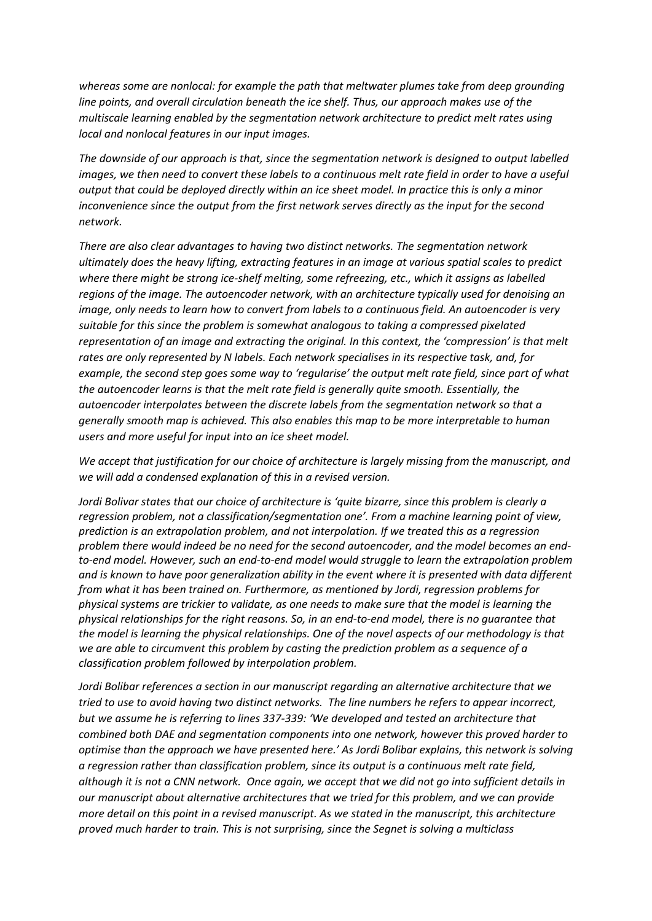*whereas some are nonlocal: for example the path that meltwater plumes take from deep grounding line points, and overall circulation beneath the ice shelf. Thus, our approach makes use of the multiscale learning enabled by the segmentation network architecture to predict melt rates using local and nonlocal features in our input images.*

*The downside of our approach is that, since the segmentation network is designed to output labelled images, we then need to convert these labels to a continuous melt rate field in order to have a useful output that could be deployed directly within an ice sheet model. In practice this is only a minor inconvenience since the output from the first network serves directly as the input for the second network.*

*There are also clear advantages to having two distinct networks. The segmentation network ultimately does the heavy lifting, extracting features in an image at various spatial scales to predict where there might be strong ice-shelf melting, some refreezing, etc., which it assigns as labelled regions of the image. The autoencoder network, with an architecture typically used for denoising an image, only needs to learn how to convert from labels to a continuous field. An autoencoder is very suitable for this since the problem is somewhat analogous to taking a compressed pixelated representation of an image and extracting the original. In this context, the 'compression' is that melt rates are only represented by N labels. Each network specialises in its respective task, and, for example, the second step goes some way to 'regularise' the output melt rate field, since part of what the autoencoder learns is that the melt rate field is generally quite smooth. Essentially, the autoencoder interpolates between the discrete labels from the segmentation network so that a generally smooth map is achieved. This also enables this map to be more interpretable to human users and more useful for input into an ice sheet model.*

*We accept that justification for our choice of architecture is largely missing from the manuscript, and we will add a condensed explanation of this in a revised version.*

*Jordi Bolivar states that our choice of architecture is 'quite bizarre, since this problem is clearly a regression problem, not a classification/segmentation one'. From a machine learning point of view, prediction is an extrapolation problem, and not interpolation. If we treated this as a regression problem there would indeed be no need for the second autoencoder, and the model becomes an end-to-end model. However, such an end-to-end model would struggle to learn the extrapolation problem and is known to have poor generalization ability in the event where it is presented with data different from what it has been trained on. Furthermore, as mentioned by Jordi, regression problems for physical systems are trickier to validate, as one needs to make sure that the model is learning the physical relationships for the right reasons. So, in an end-to-end model, there is no guarantee that the model is learning the physical relationships. One of the novel aspects of our methodology is that we are able to circumvent this problem by casting the prediction problem as a sequence of a classification problem followed by interpolation problem.*

*Jordi Bolibar references a section in our manuscript regarding an alternative architecture that we tried to use to avoid having two distinct networks. The line numbers he refers to appear incorrect, but we assume he is referring to lines 337-339: 'We developed and tested an architecture that combined both DAE and segmentation components into one network, however this proved harder to optimise than the approach we have presented here.' As Jordi Bolibar explains, this network is solving a regression rather than classification problem, since its output is a continuous melt rate field, although it is not a CNN network. Once again, we accept that we did not go into sufficient details in our manuscript about alternative architectures that we tried for this problem, and we can provide more detail on this point in a revised manuscript. As we stated in the manuscript, this architecture proved much harder to train. This is not surprising, since the Segnet is solving a multiclass*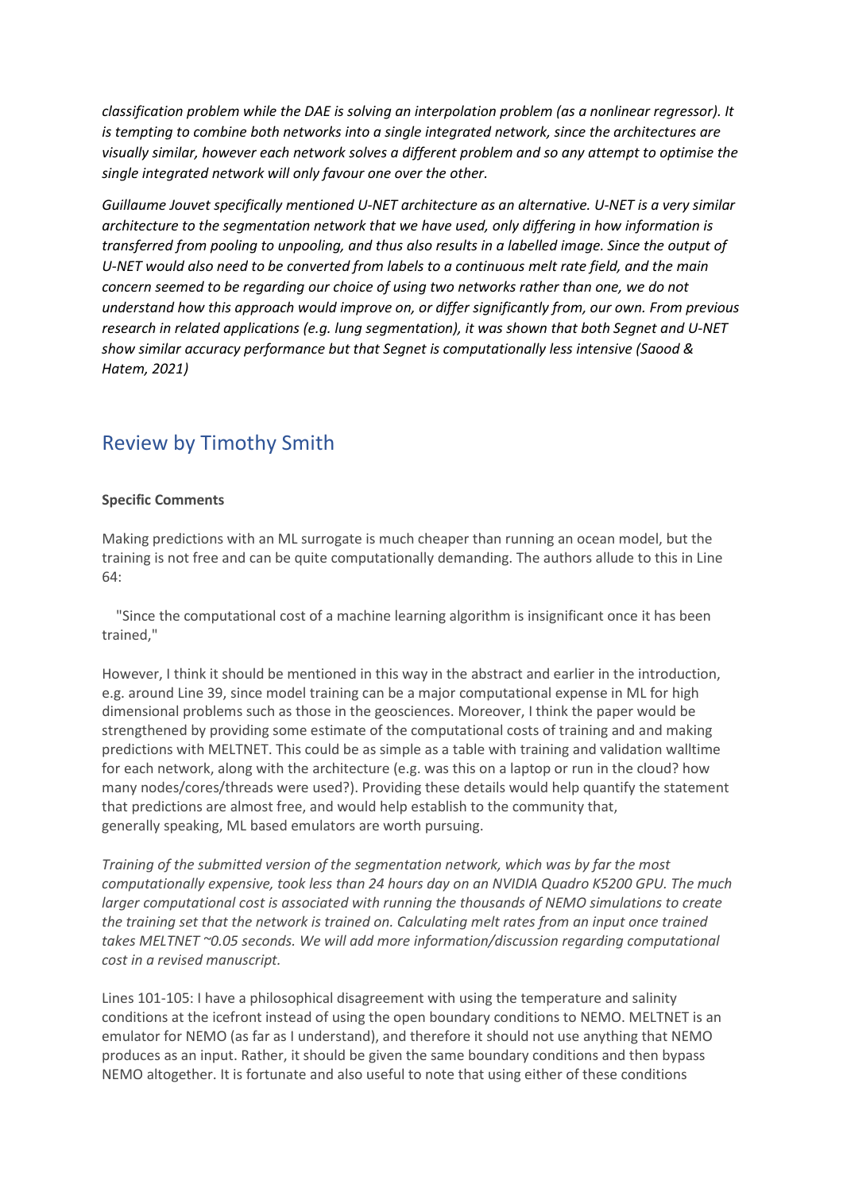*classification problem while the DAE is solving an interpolation problem (as a nonlinear regressor). It is tempting to combine both networks into a single integrated network, since the architectures are visually similar, however each network solves a different problem and so any attempt to optimise the single integrated network will only favour one over the other.*

*Guillaume Jouvet specifically mentioned U-NET architecture as an alternative. U-NET is a very similar architecture to the segmentation network that we have used, only differing in how information is transferred from pooling to unpooling, and thus also results in a labelled image. Since the output of U-NET would also need to be converted from labels to a continuous melt rate field, and the main concern seemed to be regarding our choice of using two networks rather than one, we do not understand how this approach would improve on, or differ significantly from, our own. From previous research in related applications (e.g. lung segmentation), it was shown that both Segnet and U-NET show similar accuracy performance but that Segnet is computationally less intensive (Saood & Hatem, 2021)*

## Review by Timothy Smith

**Specific Comments**

Making predictions with an ML surrogate is much cheaper than running an ocean model, but the training is not free and can be quite computationally demanding. The authors allude to this in Line 64:

"Since the computational cost of a machine learning algorithm is insignificant once it has been trained,"

However, I think it should be mentioned in this way in the abstract and earlier in the introduction, e.g. around Line 39, since model training can be a major computational expense in ML for high dimensional problems such as those in the geosciences. Moreover, I think the paper would be strengthened by providing some estimate of the computational costs of training and and making predictions with MELTNET. This could be as simple as a table with training and validation walltime for each network, along with the architecture (e.g. was this on a laptop or run in the cloud? how many nodes/cores/threads were used?). Providing these details would help quantify the statement that predictions are almost free, and would help establish to the community that, generally speaking, ML based emulators are worth pursuing.

*Training of the submitted version of the segmentation network, which was by far the most computationally expensive, took less than 24 hours day on an NVIDIA Quadro K5200 GPU. The much larger computational cost is associated with running the thousands of NEMO simulations to create the training set that the network is trained on. Calculating melt rates from an input once trained takes MELTNET ~0.05 seconds. We will add more information/discussion regarding computational cost in a revised manuscript.*

Lines 101-105: I have a philosophical disagreement with using the temperature and salinity conditions at the icefront instead of using the open boundary conditions to NEMO. MELTNET is an emulator for NEMO (as far as I understand), and therefore it should not use anything that NEMO produces as an input. Rather, it should be given the same boundary conditions and then bypass NEMO altogether. It is fortunate and also useful to note that using either of these conditions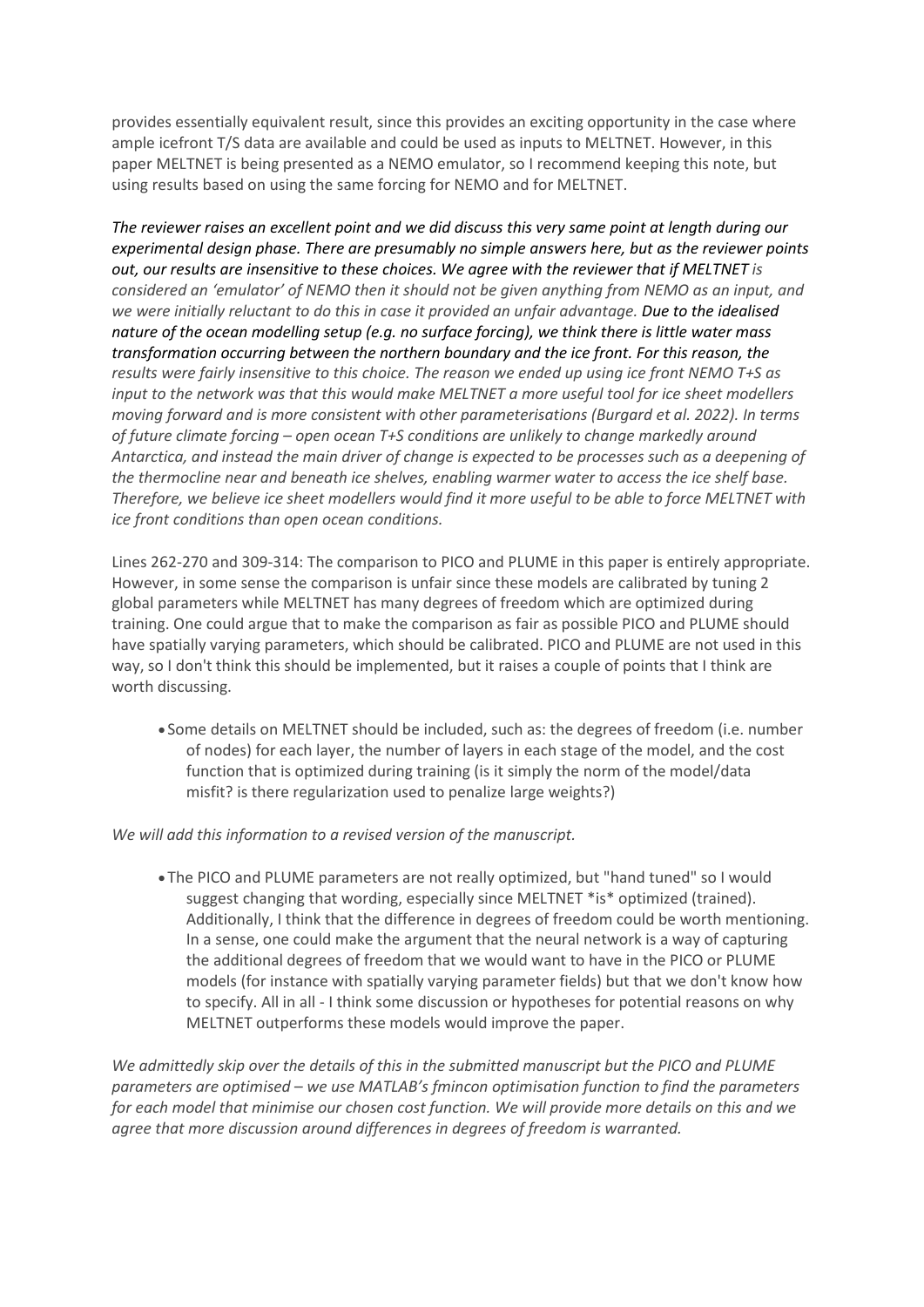provides essentially equivalent result, since this provides an exciting opportunity in the case where ample icefront T/S data are available and could be used as inputs to MELTNET. However, in this paper MELTNET is being presented as a NEMO emulator, so I recommend keeping this note, but using results based on using the same forcing for NEMO and for MELTNET.

*The reviewer raises an excellent point and we did discuss this very same point at length during our experimental design phase. There are presumably no simple answers here, but as the reviewer points out, our results are insensitive to these choices. We agree with the reviewer that if MELTNET is considered an 'emulator' of NEMO then it should not be given anything from NEMO as an input, and we were initially reluctant to do this in case it provided an unfair advantage. Due to the idealised nature of the ocean modelling setup (e.g. no surface forcing), we think there is little water mass transformation occurring between the northern boundary and the ice front. For this reason, the results were fairly insensitive to this choice. The reason we ended up using ice front NEMO T+S as input to the network was that this would make MELTNET a more useful tool for ice sheet modellers moving forward and is more consistent with other parameterisations (Burgard et al. 2022). In terms of future climate forcing – open ocean T+S conditions are unlikely to change markedly around Antarctica, and instead the main driver of change is expected to be processes such as a deepening of the thermocline near and beneath ice shelves, enabling warmer water to access the ice shelf base. Therefore, we believe ice sheet modellers would find it more useful to be able to force MELTNET with ice front conditions than open ocean conditions.*

Lines 262-270 and 309-314: The comparison to PICO and PLUME in this paper is entirely appropriate. However, in some sense the comparison is unfair since these models are calibrated by tuning 2 global parameters while MELTNET has many degrees of freedom which are optimized during training. One could argue that to make the comparison as fair as possible PICO and PLUME should have spatially varying parameters, which should be calibrated. PICO and PLUME are not used in this way, so I don't think this should be implemented, but it raises a couple of points that I think are worth discussing.

- Some details on MELTNET should be included, such as: the degrees of freedom (i.e. number of nodes) for each layer, the number of layers in each stage of the model, and the cost function that is optimized during training (is it simply the norm of the model/data misfit? is there regularization used to penalize large weights?)

*We will add this information to a revised version of the manuscript.*

- The PICO and PLUME parameters are not really optimized, but "hand tuned" so I would suggest changing that wording, especially since MELTNET *is* optimized (trained). Additionally, I think that the difference in degrees of freedom could be worth mentioning. In a sense, one could make the argument that the neural network is a way of capturing the additional degrees of freedom that we would want to have in the PICO or PLUME models (for instance with spatially varying parameter fields) but that we don't know how to specify. All in all - I think some discussion or hypotheses for potential reasons on why MELTNET outperforms these models would improve the paper.

*We admittedly skip over the details of this in the submitted manuscript but the PICO and PLUME parameters are optimised – we use MATLAB's fmincon optimisation function to find the parameters for each model that minimise our chosen cost function. We will provide more details on this and we agree that more discussion around differences in degrees of freedom is warranted.*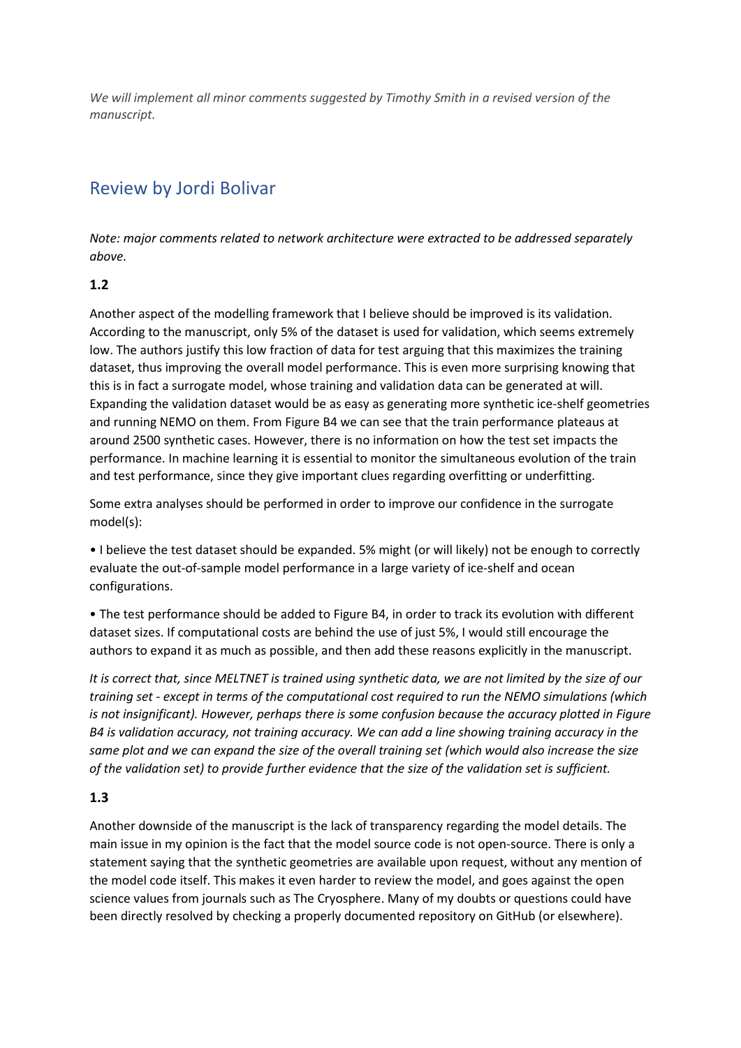*We will implement all minor comments suggested by Timothy Smith in a revised version of the manuscript.*

## Review by Jordi Bolivar

*Note: major comments related to network architecture were extracted to be addressed separately above.*

### 1.2

Another aspect of the modelling framework that I believe should be improved is its validation. According to the manuscript, only 5% of the dataset is used for validation, which seems extremely low. The authors justify this low fraction of data for test arguing that this maximizes the training dataset, thus improving the overall model performance. This is even more surprising knowing that this is in fact a surrogate model, whose training and validation data can be generated at will. Expanding the validation dataset would be as easy as generating more synthetic ice-shelf geometries and running NEMO on them. From Figure B4 we can see that the train performance plateaus at around 2500 synthetic cases. However, there is no information on how the test set impacts the performance. In machine learning it is essential to monitor the simultaneous evolution of the train and test performance, since they give important clues regarding overfitting or underfitting.

Some extra analyses should be performed in order to improve our confidence in the surrogate model(s):

- I believe the test dataset should be expanded. 5% might (or will likely) not be enough to correctly evaluate the out-of-sample model performance in a large variety of ice-shelf and ocean configurations.
- The test performance should be added to Figure B4, in order to track its evolution with different dataset sizes. If computational costs are behind the use of just 5%, I would still encourage the authors to expand it as much as possible, and then add these reasons explicitly in the manuscript.

*It is correct that, since MELTNET is trained using synthetic data, we are not limited by the size of our training set - except in terms of the computational cost required to run the NEMO simulations (which is not insignificant). However, perhaps there is some confusion because the accuracy plotted in Figure B4 is validation accuracy, not training accuracy. We can add a line showing training accuracy in the same plot and we can expand the size of the overall training set (which would also increase the size of the validation set) to provide further evidence that the size of the validation set is sufficient.*

### 1.3

Another downside of the manuscript is the lack of transparency regarding the model details. The main issue in my opinion is the fact that the model source code is not open-source. There is only a statement saying that the synthetic geometries are available upon request, without any mention of the model code itself. This makes it even harder to review the model, and goes against the open science values from journals such as The Cryosphere. Many of my doubts or questions could have been directly resolved by checking a properly documented repository on GitHub (or elsewhere).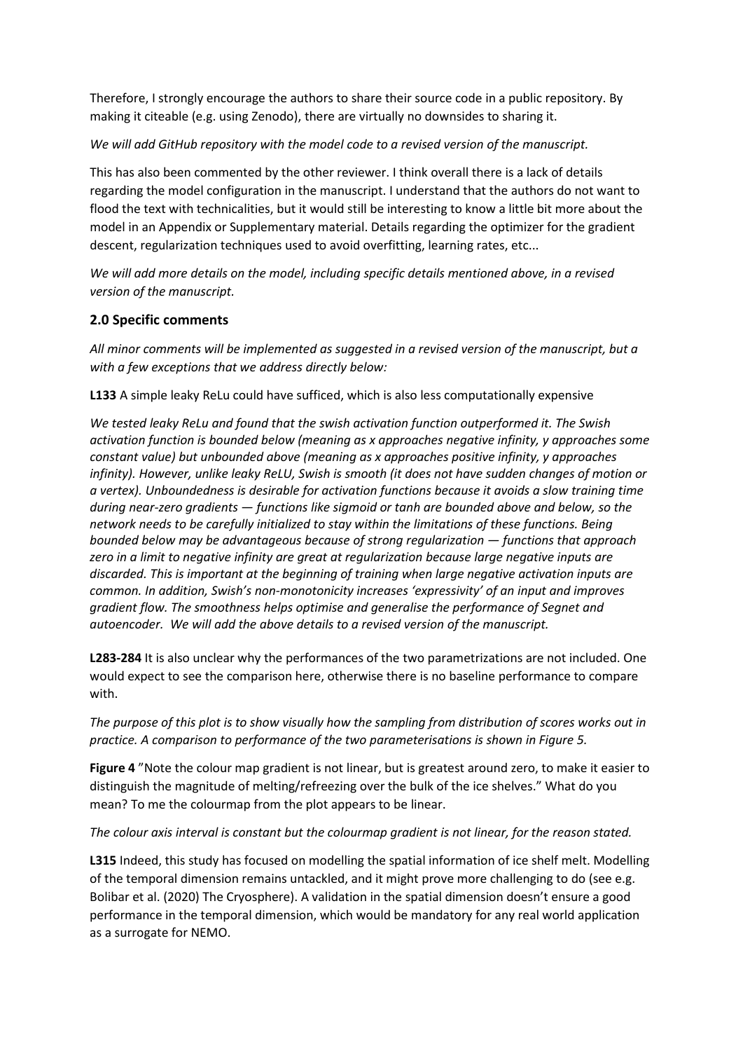Therefore, I strongly encourage the authors to share their source code in a public repository. By making it citeable (e.g. using Zenodo), there are virtually no downsides to sharing it.

*We will add GitHub repository with the model code to a revised version of the manuscript.*

This has also been commented by the other reviewer. I think overall there is a lack of details regarding the model configuration in the manuscript. I understand that the authors do not want to flood the text with technicalities, but it would still be interesting to know a little bit more about the model in an Appendix or Supplementary material. Details regarding the optimizer for the gradient descent, regularization techniques used to avoid overfitting, learning rates, etc...

*We will add more details on the model, including specific details mentioned above, in a revised version of the manuscript.*

## 2.0 Specific comments

*All minor comments will be implemented as suggested in a revised version of the manuscript, but a with a few exceptions that we address directly below:*

**L133** A simple leaky ReLu could have sufficed, which is also less computationally expensive

*We tested leaky ReLu and found that the swish activation function outperformed it. The Swish activation function is bounded below (meaning as x approaches negative infinity, y approaches some constant value) but unbounded above (meaning as x approaches positive infinity, y approaches infinity). However, unlike leaky ReLU, Swish is smooth (it does not have sudden changes of motion or a vertex). Unboundedness is desirable for activation functions because it avoids a slow training time during near-zero gradients — functions like sigmoid or tanh are bounded above and below, so the network needs to be carefully initialized to stay within the limitations of these functions. Being bounded below may be advantageous because of strong regularization — functions that approach zero in a limit to negative infinity are great at regularization because large negative inputs are discarded. This is important at the beginning of training when large negative activation inputs are common. In addition, Swish's non-monotonicity increases 'expressivity' of an input and improves gradient flow. The smoothness helps optimise and generalise the performance of Segnet and autoencoder. We will add the above details to a revised version of the manuscript.*

**L283-284** It is also unclear why the performances of the two parametrizations are not included. One would expect to see the comparison here, otherwise there is no baseline performance to compare with.

*The purpose of this plot is to show visually how the sampling from distribution of scores works out in practice. A comparison to performance of the two parameterisations is shown in Figure 5.*

**Figure 4** "Note the colour map gradient is not linear, but is greatest around zero, to make it easier to distinguish the magnitude of melting/refreezing over the bulk of the ice shelves." What do you mean? To me the colourmap from the plot appears to be linear.

*The colour axis interval is constant but the colourmap gradient is not linear, for the reason stated.*

**L315** Indeed, this study has focused on modelling the spatial information of ice shelf melt. Modelling of the temporal dimension remains untackled, and it might prove more challenging to do (see e.g. Bolibar et al. (2020) The Cryosphere). A validation in the spatial dimension doesn't ensure a good performance in the temporal dimension, which would be mandatory for any real world application as a surrogate for NEMO.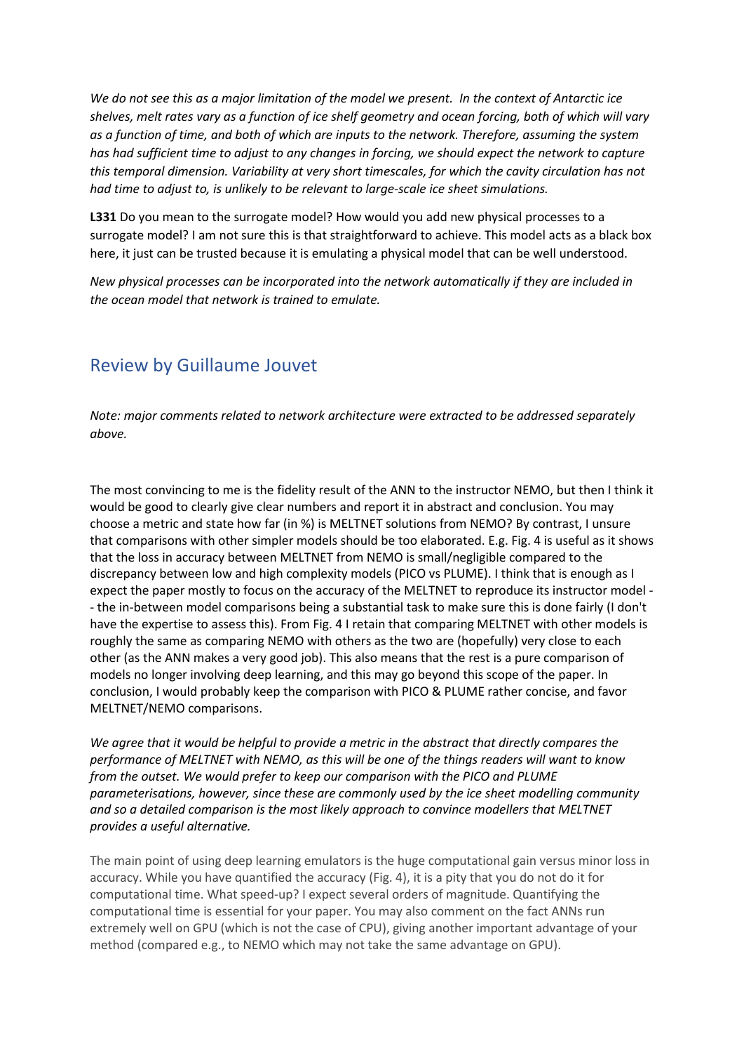*We do not see this as a major limitation of the model we present. In the context of Antarctic ice shelves, melt rates vary as a function of ice shelf geometry and ocean forcing, both of which will vary as a function of time, and both of which are inputs to the network. Therefore, assuming the system has had sufficient time to adjust to any changes in forcing, we should expect the network to capture this temporal dimension. Variability at very short timescales, for which the cavity circulation has not had time to adjust to, is unlikely to be relevant to large-scale ice sheet simulations.*

**L331** Do you mean to the surrogate model? How would you add new physical processes to a surrogate model? I am not sure this is that straightforward to achieve. This model acts as a black box here, it just can be trusted because it is emulating a physical model that can be well understood.

*New physical processes can be incorporated into the network automatically if they are included in the ocean model that network is trained to emulate.*

## Review by Guillaume Jouvet

*Note: major comments related to network architecture were extracted to be addressed separately above.*

The most convincing to me is the fidelity result of the ANN to the instructor NEMO, but then I think it would be good to clearly give clear numbers and report it in abstract and conclusion. You may choose a metric and state how far (in %) is MELTNET solutions from NEMO? By contrast, I unsure that comparisons with other simpler models should be too elaborated. E.g. Fig. 4 is useful as it shows that the loss in accuracy between MELTNET from NEMO is small/negligible compared to the discrepancy between low and high complexity models (PICO vs PLUME). I think that is enough as I expect the paper mostly to focus on the accuracy of the MELTNET to reproduce its instructor model -- the in-between model comparisons being a substantial task to make sure this is done fairly (I don't have the expertise to assess this). From Fig. 4 I retain that comparing MELTNET with other models is roughly the same as comparing NEMO with others as the two are (hopefully) very close to each other (as the ANN makes a very good job). This also means that the rest is a pure comparison of models no longer involving deep learning, and this may go beyond this scope of the paper. In conclusion, I would probably keep the comparison with PICO & PLUME rather concise, and favor MELTNET/NEMO comparisons.

*We agree that it would be helpful to provide a metric in the abstract that directly compares the performance of MELTNET with NEMO, as this will be one of the things readers will want to know from the outset. We would prefer to keep our comparison with the PICO and PLUME parameterisations, however, since these are commonly used by the ice sheet modelling community and so a detailed comparison is the most likely approach to convince modellers that MELTNET provides a useful alternative.*

The main point of using deep learning emulators is the huge computational gain versus minor loss in accuracy. While you have quantified the accuracy (Fig. 4), it is a pity that you do not do it for computational time. What speed-up? I expect several orders of magnitude. Quantifying the computational time is essential for your paper. You may also comment on the fact ANNs run extremely well on GPU (which is not the case of CPU), giving another important advantage of your method (compared e.g., to NEMO which may not take the same advantage on GPU).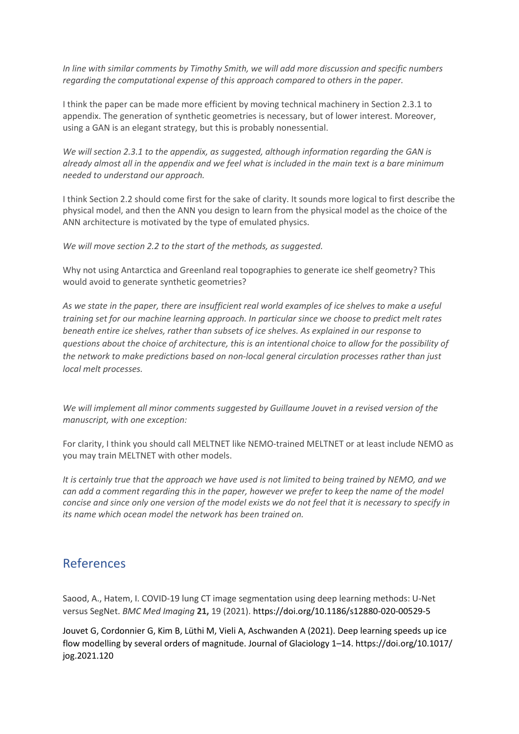*In line with similar comments by Timothy Smith, we will add more discussion and specific numbers regarding the computational expense of this approach compared to others in the paper.*

I think the paper can be made more efficient by moving technical machinery in Section 2.3.1 to appendix. The generation of synthetic geometries is necessary, but of lower interest. Moreover, using a GAN is an elegant strategy, but this is probably nonessential.

*We will section 2.3.1 to the appendix, as suggested, although information regarding the GAN is already almost all in the appendix and we feel what is included in the main text is a bare minimum needed to understand our approach.*

I think Section 2.2 should come first for the sake of clarity. It sounds more logical to first describe the physical model, and then the ANN you design to learn from the physical model as the choice of the ANN architecture is motivated by the type of emulated physics.

*We will move section 2.2 to the start of the methods, as suggested.*

Why not using Antarctica and Greenland real topographies to generate ice shelf geometry? This would avoid to generate synthetic geometries?

*As we state in the paper, there are insufficient real world examples of ice shelves to make a useful training set for our machine learning approach. In particular since we choose to predict melt rates beneath entire ice shelves, rather than subsets of ice shelves. As explained in our response to questions about the choice of architecture, this is an intentional choice to allow for the possibility of the network to make predictions based on non-local general circulation processes rather than just local melt processes.*

*We will implement all minor comments suggested by Guillaume Jouvet in a revised version of the manuscript, with one exception:*

For clarity, I think you should call MELTNET like NEMO-trained MELTNET or at least include NEMO as you may train MELTNET with other models.

*It is certainly true that the approach we have used is not limited to being trained by NEMO, and we can add a comment regarding this in the paper, however we prefer to keep the name of the model concise and since only one version of the model exists we do not feel that it is necessary to specify in its name which ocean model the network has been trained on.*

## References

Saood, A., Hatem, I. COVID-19 lung CT image segmentation using deep learning methods: U-Net versus SegNet. *BMC Med Imaging* **21,** 19 (2021). https://doi.org/10.1186/s12880-020-00529-5

Jouvet G, Cordonnier G, Kim B, Lüthi M, Vieli A, Aschwanden A (2021). Deep learning speeds up ice flow modelling by several orders of magnitude. Journal of Glaciology 1–14. https://doi.org/10.1017/jog.2021.120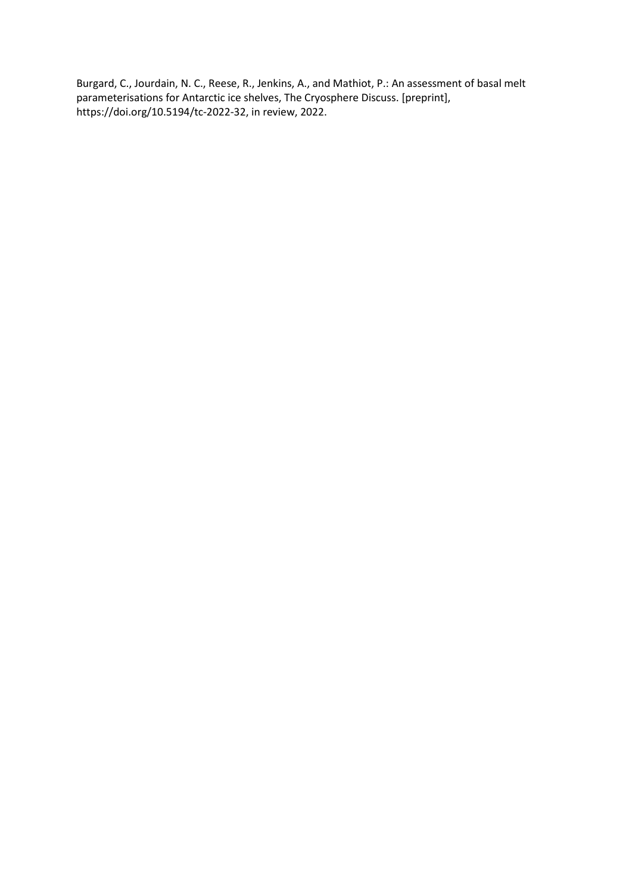Burgard, C., Jourdain, N. C., Reese, R., Jenkins, A., and Mathiot, P.: An assessment of basal melt parameterisations for Antarctic ice shelves, The Cryosphere Discuss. [preprint], https://doi.org/10.5194/tc-2022-32, in review, 2022.